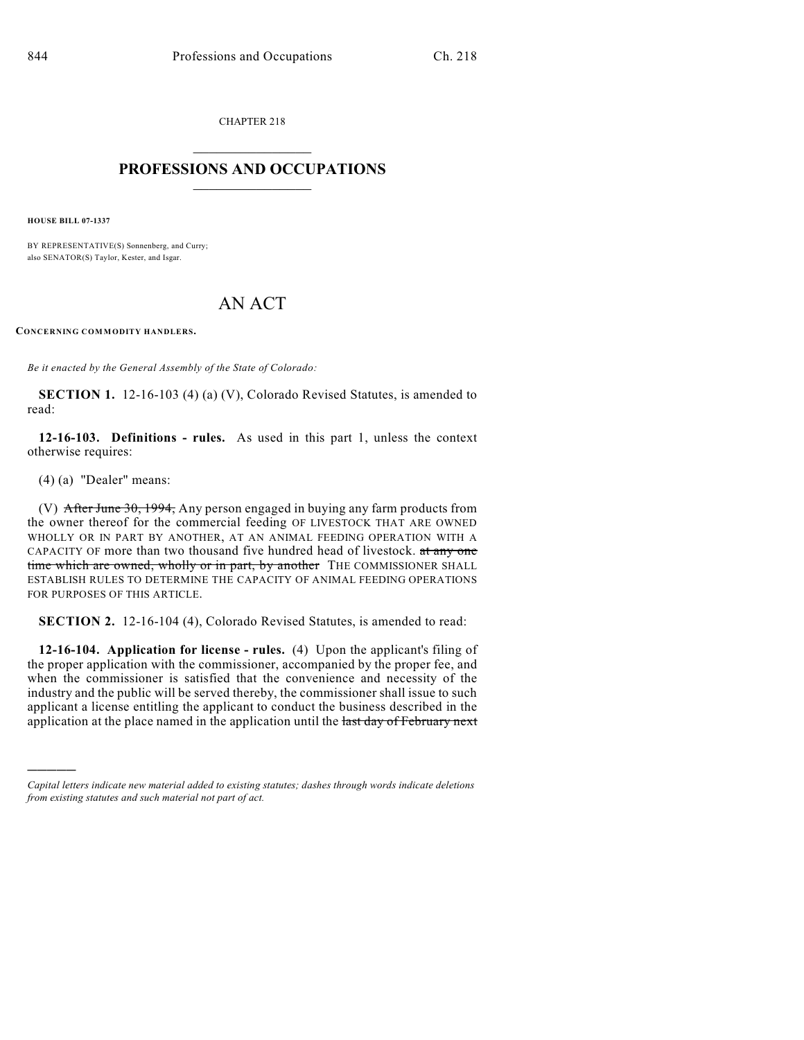CHAPTER 218

# PROFESSIONS AND OCCUPATIONS

**HOUSE BILL 07-1337**

BY REPRESENTATIVE(S) Sonnenberg, and Curry;
also SENATOR(S) Taylor, Kester, and Isgar.

# AN ACT

**CONCERNING COMMODITY HANDLERS.**

*Be it enacted by the General Assembly of the State of Colorado:*

**SECTION 1.** 12-16-103 (4) (a) (V), Colorado Revised Statutes, is amended to read:

**12-16-103. Definitions - rules.** As used in this part 1, unless the context otherwise requires:

(4) (a) "Dealer" means:

(V) ~~After June 30, 1994,~~ Any person engaged in buying any farm products from the owner thereof for the commercial feeding OF LIVESTOCK THAT ARE OWNED WHOLLY OR IN PART BY ANOTHER, AT AN ANIMAL FEEDING OPERATION WITH A CAPACITY OF more than two thousand five hundred head of livestock. ~~at any one time which are owned, wholly or in part, by another~~ THE COMMISSIONER SHALL ESTABLISH RULES TO DETERMINE THE CAPACITY OF ANIMAL FEEDING OPERATIONS FOR PURPOSES OF THIS ARTICLE.

**SECTION 2.** 12-16-104 (4), Colorado Revised Statutes, is amended to read:

**12-16-104. Application for license - rules.** (4) Upon the applicant's filing of the proper application with the commissioner, accompanied by the proper fee, and when the commissioner is satisfied that the convenience and necessity of the industry and the public will be served thereby, the commissioner shall issue to such applicant a license entitling the applicant to conduct the business described in the application at the place named in the application until the ~~last day of February next~~

---

*Capital letters indicate new material added to existing statutes; dashes through words indicate deletions from existing statutes and such material not part of act.*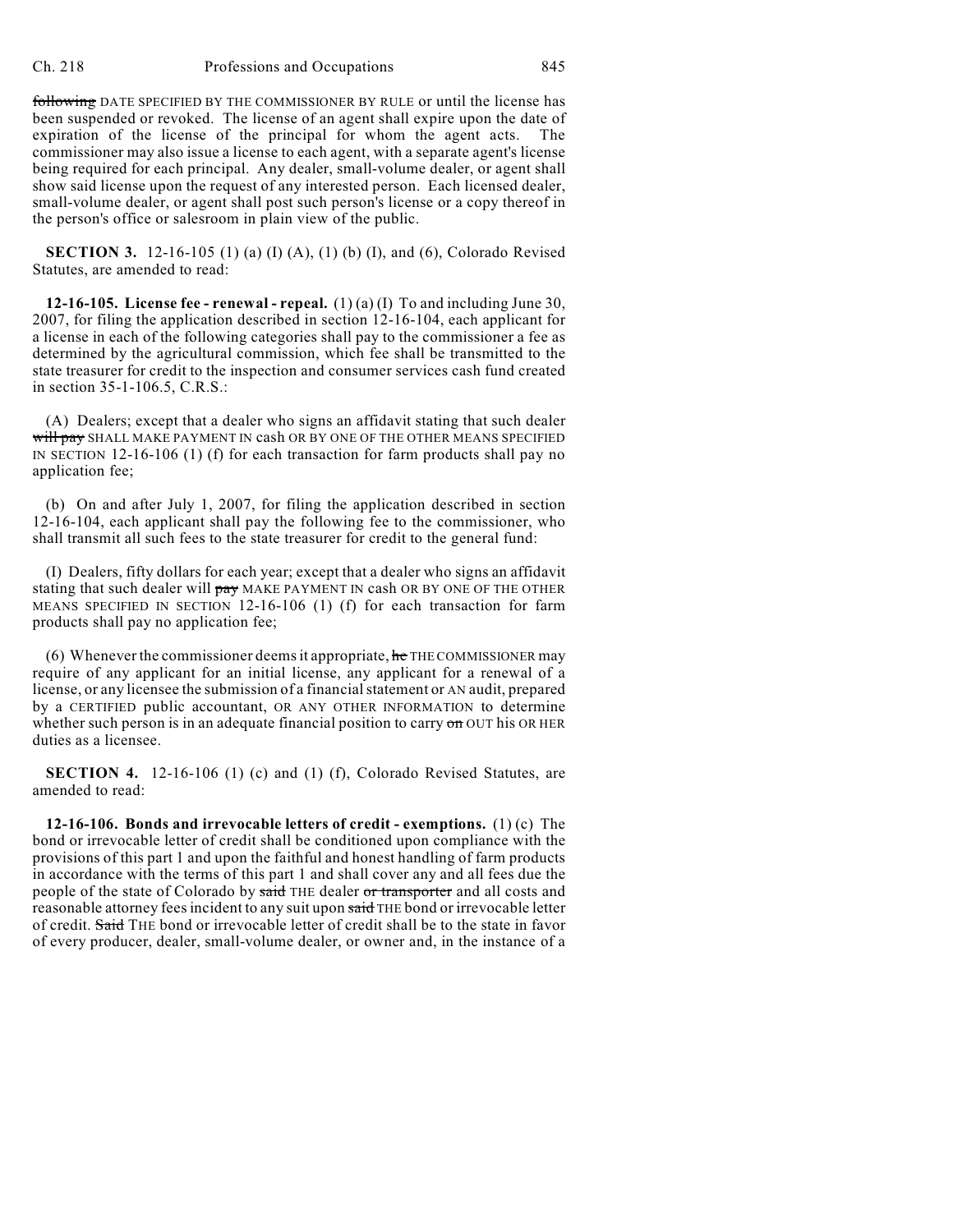following DATE SPECIFIED BY THE COMMISSIONER BY RULE or until the license has been suspended or revoked. The license of an agent shall expire upon the date of expiration of the license of the principal for whom the agent acts. The commissioner may also issue a license to each agent, with a separate agent's license being required for each principal. Any dealer, small-volume dealer, or agent shall show said license upon the request of any interested person. Each licensed dealer, small-volume dealer, or agent shall post such person's license or a copy thereof in the person's office or salesroom in plain view of the public.

**SECTION 3.** 12-16-105 (1) (a) (I) (A), (1) (b) (I), and (6), Colorado Revised Statutes, are amended to read:

**12-16-105. License fee - renewal - repeal.** (1) (a) (I) To and including June 30, 2007, for filing the application described in section 12-16-104, each applicant for a license in each of the following categories shall pay to the commissioner a fee as determined by the agricultural commission, which fee shall be transmitted to the state treasurer for credit to the inspection and consumer services cash fund created in section 35-1-106.5, C.R.S.:

(A) Dealers; except that a dealer who signs an affidavit stating that such dealer will pay SHALL MAKE PAYMENT IN cash OR BY ONE OF THE OTHER MEANS SPECIFIED IN SECTION 12-16-106 (1) (f) for each transaction for farm products shall pay no application fee;

(b) On and after July 1, 2007, for filing the application described in section 12-16-104, each applicant shall pay the following fee to the commissioner, who shall transmit all such fees to the state treasurer for credit to the general fund:

(I) Dealers, fifty dollars for each year; except that a dealer who signs an affidavit stating that such dealer will pay MAKE PAYMENT IN cash OR BY ONE OF THE OTHER MEANS SPECIFIED IN SECTION 12-16-106 (1) (f) for each transaction for farm products shall pay no application fee;

(6) Whenever the commissioner deems it appropriate, he THE COMMISSIONER may require of any applicant for an initial license, any applicant for a renewal of a license, or any licensee the submission of a financial statement or AN audit, prepared by a CERTIFIED public accountant, OR ANY OTHER INFORMATION to determine whether such person is in an adequate financial position to carry on OUT his OR HER duties as a licensee.

**SECTION 4.** 12-16-106 (1) (c) and (1) (f), Colorado Revised Statutes, are amended to read:

**12-16-106. Bonds and irrevocable letters of credit - exemptions.** (1) (c) The bond or irrevocable letter of credit shall be conditioned upon compliance with the provisions of this part 1 and upon the faithful and honest handling of farm products in accordance with the terms of this part 1 and shall cover any and all fees due the people of the state of Colorado by said THE dealer or transporter and all costs and reasonable attorney fees incident to any suit upon said THE bond or irrevocable letter of credit. Said THE bond or irrevocable letter of credit shall be to the state in favor of every producer, dealer, small-volume dealer, or owner and, in the instance of a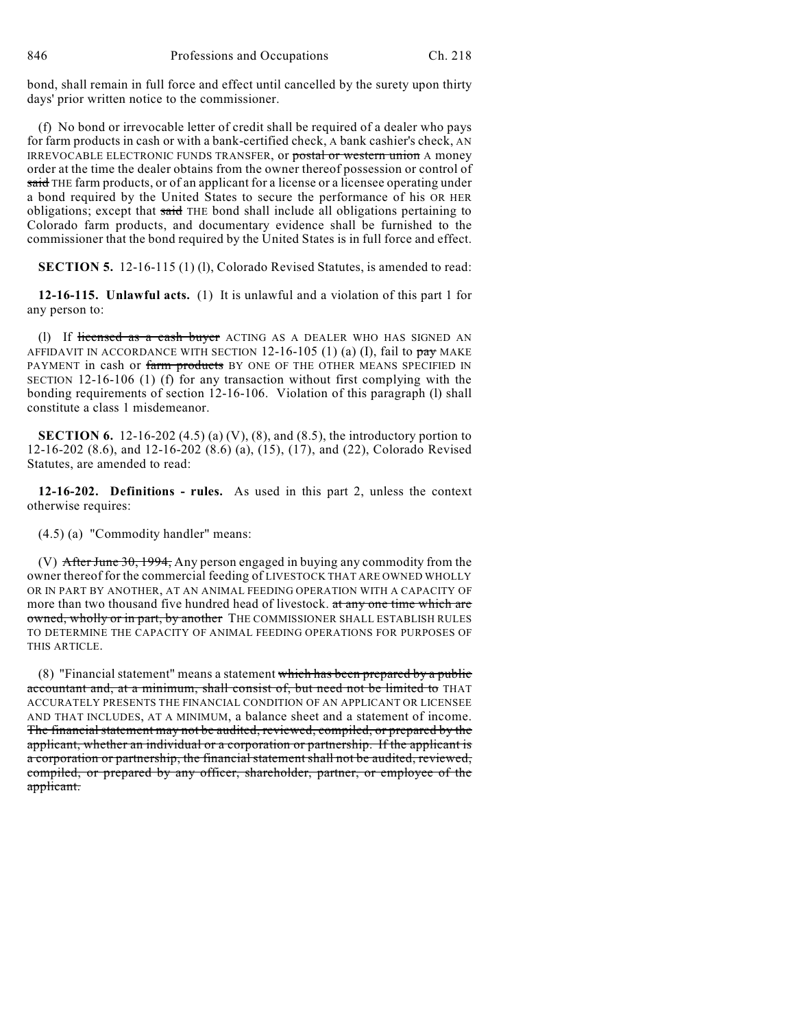bond, shall remain in full force and effect until cancelled by the surety upon thirty days' prior written notice to the commissioner.

(f) No bond or irrevocable letter of credit shall be required of a dealer who pays for farm products in cash or with a bank-certified check, A bank cashier's check, AN IRREVOCABLE ELECTRONIC FUNDS TRANSFER, or ~~postal or western union~~ A money order at the time the dealer obtains from the owner thereof possession or control of ~~said~~ THE farm products, or of an applicant for a license or a licensee operating under a bond required by the United States to secure the performance of his OR HER obligations; except that ~~said~~ THE bond shall include all obligations pertaining to Colorado farm products, and documentary evidence shall be furnished to the commissioner that the bond required by the United States is in full force and effect.

**SECTION 5.** 12-16-115 (1) (l), Colorado Revised Statutes, is amended to read:

**12-16-115. Unlawful acts.** (1) It is unlawful and a violation of this part 1 for any person to:

(l) If ~~licensed as a cash buyer~~ ACTING AS A DEALER WHO HAS SIGNED AN AFFIDAVIT IN ACCORDANCE WITH SECTION 12-16-105 (1) (a) (I), fail to ~~pay~~ MAKE PAYMENT in cash or ~~farm products~~ BY ONE OF THE OTHER MEANS SPECIFIED IN SECTION 12-16-106 (1) (f) for any transaction without first complying with the bonding requirements of section 12-16-106. Violation of this paragraph (l) shall constitute a class 1 misdemeanor.

**SECTION 6.** 12-16-202 (4.5) (a) (V), (8), and (8.5), the introductory portion to 12-16-202 (8.6), and 12-16-202 (8.6) (a), (15), (17), and (22), Colorado Revised Statutes, are amended to read:

**12-16-202. Definitions - rules.** As used in this part 2, unless the context otherwise requires:

(4.5) (a) "Commodity handler" means:

(V) ~~After June 30, 1994,~~ Any person engaged in buying any commodity from the owner thereof for the commercial feeding of LIVESTOCK THAT ARE OWNED WHOLLY OR IN PART BY ANOTHER, AT AN ANIMAL FEEDING OPERATION WITH A CAPACITY OF more than two thousand five hundred head of livestock. ~~at any one time which are owned, wholly or in part, by another~~ THE COMMISSIONER SHALL ESTABLISH RULES TO DETERMINE THE CAPACITY OF ANIMAL FEEDING OPERATIONS FOR PURPOSES OF THIS ARTICLE.

(8) "Financial statement" means a statement ~~which has been prepared by a public accountant and, at a minimum, shall consist of, but need not be limited to~~ THAT ACCURATELY PRESENTS THE FINANCIAL CONDITION OF AN APPLICANT OR LICENSEE AND THAT INCLUDES, AT A MINIMUM, a balance sheet and a statement of income. ~~The financial statement may not be audited, reviewed, compiled, or prepared by the applicant, whether an individual or a corporation or partnership. If the applicant is a corporation or partnership, the financial statement shall not be audited, reviewed, compiled, or prepared by any officer, shareholder, partner, or employee of the applicant.~~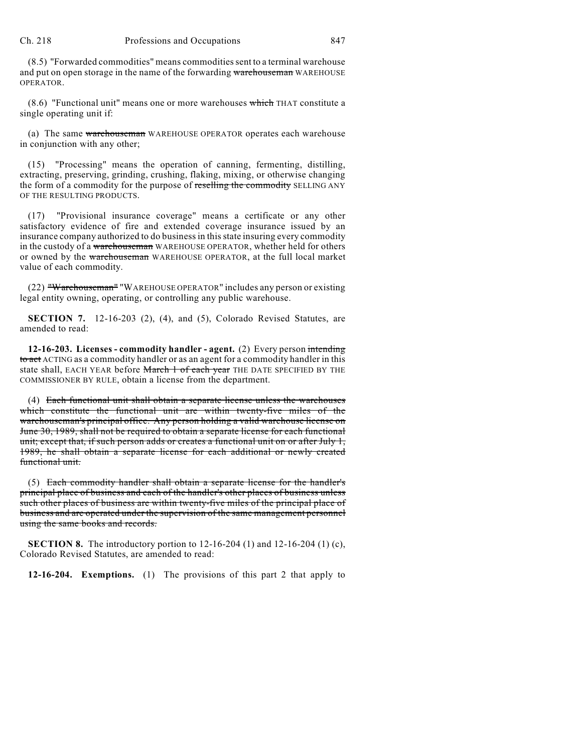(8.5) "Forwarded commodities" means commodities sent to a terminal warehouse and put on open storage in the name of the forwarding ~~warehouseman~~ WAREHOUSE OPERATOR.

(8.6) "Functional unit" means one or more warehouses ~~which~~ THAT constitute a single operating unit if:

(a) The same ~~warehouseman~~ WAREHOUSE OPERATOR operates each warehouse in conjunction with any other;

(15) "Processing" means the operation of canning, fermenting, distilling, extracting, preserving, grinding, crushing, flaking, mixing, or otherwise changing the form of a commodity for the purpose of ~~reselling the commodity~~ SELLING ANY OF THE RESULTING PRODUCTS.

(17) "Provisional insurance coverage" means a certificate or any other satisfactory evidence of fire and extended coverage insurance issued by an insurance company authorized to do business in this state insuring every commodity in the custody of a ~~warehouseman~~ WAREHOUSE OPERATOR, whether held for others or owned by the ~~warehouseman~~ WAREHOUSE OPERATOR, at the full local market value of each commodity.

(22) ~~"Warehouseman"~~ "WAREHOUSE OPERATOR" includes any person or existing legal entity owning, operating, or controlling any public warehouse.

**SECTION 7.** 12-16-203 (2), (4), and (5), Colorado Revised Statutes, are amended to read:

**12-16-203. Licenses - commodity handler - agent.** (2) Every person ~~intending to act~~ ACTING as a commodity handler or as an agent for a commodity handler in this state shall, EACH YEAR before ~~March 1 of each year~~ THE DATE SPECIFIED BY THE COMMISSIONER BY RULE, obtain a license from the department.

(4) ~~Each functional unit shall obtain a separate license unless the warehouses which constitute the functional unit are within twenty-five miles of the warehouseman's principal office. Any person holding a valid warehouse license on June 30, 1989, shall not be required to obtain a separate license for each functional unit; except that, if such person adds or creates a functional unit on or after July 1, 1989, he shall obtain a separate license for each additional or newly created functional unit.~~

(5) ~~Each commodity handler shall obtain a separate license for the handler's principal place of business and each of the handler's other places of business unless such other places of business are within twenty-five miles of the principal place of business and are operated under the supervision of the same management personnel using the same books and records.~~

**SECTION 8.** The introductory portion to 12-16-204 (1) and 12-16-204 (1) (c), Colorado Revised Statutes, are amended to read:

**12-16-204. Exemptions.** (1) The provisions of this part 2 that apply to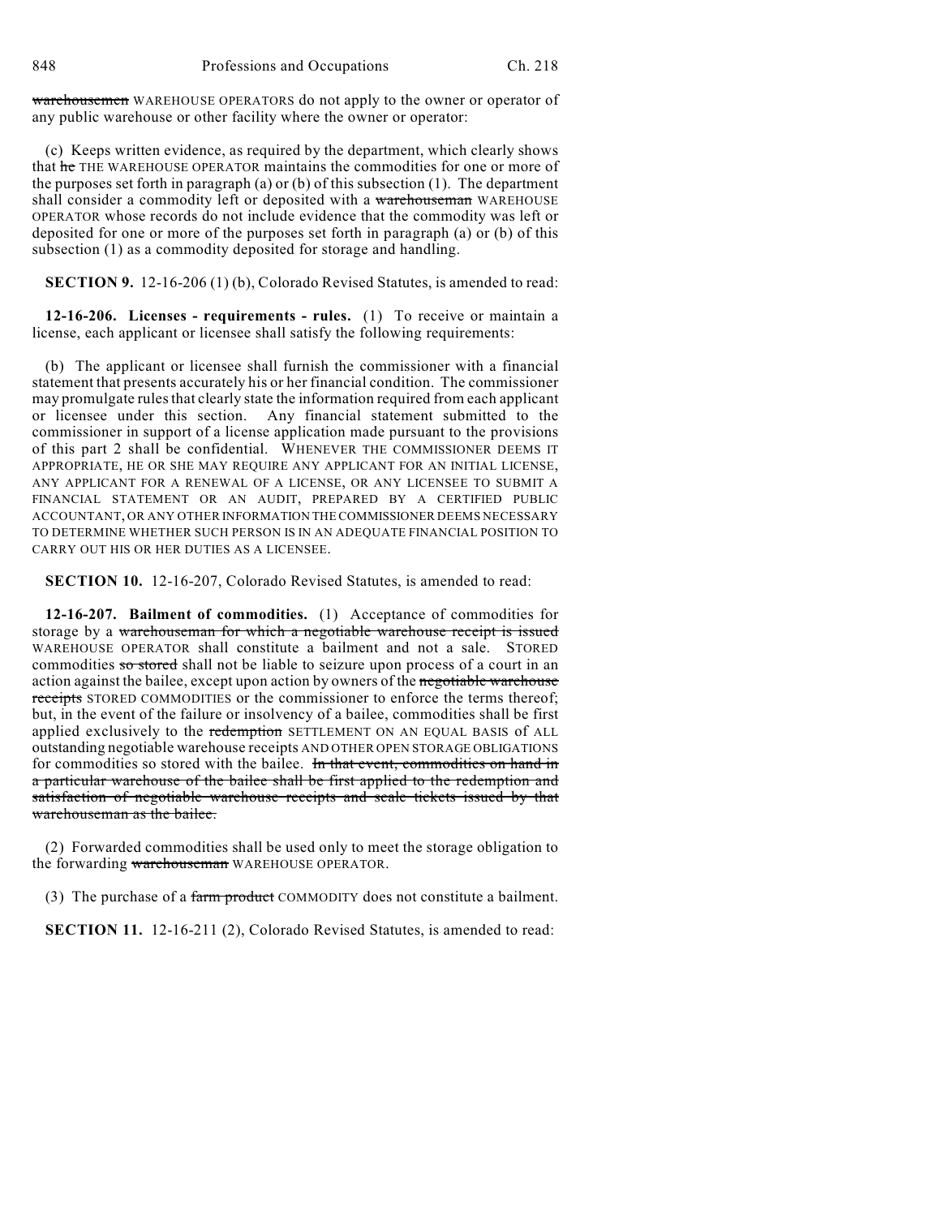~~warehousemen~~ WAREHOUSE OPERATORS do not apply to the owner or operator of any public warehouse or other facility where the owner or operator:

(c) Keeps written evidence, as required by the department, which clearly shows that ~~he~~ THE WAREHOUSE OPERATOR maintains the commodities for one or more of the purposes set forth in paragraph (a) or (b) of this subsection (1). The department shall consider a commodity left or deposited with a ~~warehouseman~~ WAREHOUSE OPERATOR whose records do not include evidence that the commodity was left or deposited for one or more of the purposes set forth in paragraph (a) or (b) of this subsection (1) as a commodity deposited for storage and handling.

**SECTION 9.** 12-16-206 (1) (b), Colorado Revised Statutes, is amended to read:

**12-16-206. Licenses - requirements - rules.** (1) To receive or maintain a license, each applicant or licensee shall satisfy the following requirements:

(b) The applicant or licensee shall furnish the commissioner with a financial statement that presents accurately his or her financial condition. The commissioner may promulgate rules that clearly state the information required from each applicant or licensee under this section. Any financial statement submitted to the commissioner in support of a license application made pursuant to the provisions of this part 2 shall be confidential. WHENEVER THE COMMISSIONER DEEMS IT APPROPRIATE, HE OR SHE MAY REQUIRE ANY APPLICANT FOR AN INITIAL LICENSE, ANY APPLICANT FOR A RENEWAL OF A LICENSE, OR ANY LICENSEE TO SUBMIT A FINANCIAL STATEMENT OR AN AUDIT, PREPARED BY A CERTIFIED PUBLIC ACCOUNTANT, OR ANY OTHER INFORMATION THE COMMISSIONER DEEMS NECESSARY TO DETERMINE WHETHER SUCH PERSON IS IN AN ADEQUATE FINANCIAL POSITION TO CARRY OUT HIS OR HER DUTIES AS A LICENSEE.

**SECTION 10.** 12-16-207, Colorado Revised Statutes, is amended to read:

**12-16-207. Bailment of commodities.** (1) Acceptance of commodities for storage by a ~~warehouseman for which a negotiable warehouse receipt is issued~~ WAREHOUSE OPERATOR shall constitute a bailment and not a sale. STORED commodities ~~so stored~~ shall not be liable to seizure upon process of a court in an action against the bailee, except upon action by owners of the ~~negotiable warehouse receipts~~ STORED COMMODITIES or the commissioner to enforce the terms thereof; but, in the event of the failure or insolvency of a bailee, commodities shall be first applied exclusively to the ~~redemption~~ SETTLEMENT ON AN EQUAL BASIS of ALL outstanding negotiable warehouse receipts AND OTHER OPEN STORAGE OBLIGATIONS for commodities so stored with the bailee. ~~In that event, commodities on hand in a particular warehouse of the bailee shall be first applied to the redemption and satisfaction of negotiable warehouse receipts and scale tickets issued by that warehouseman as the bailee.~~

(2) Forwarded commodities shall be used only to meet the storage obligation to the forwarding ~~warehouseman~~ WAREHOUSE OPERATOR.

(3) The purchase of a ~~farm product~~ COMMODITY does not constitute a bailment.

**SECTION 11.** 12-16-211 (2), Colorado Revised Statutes, is amended to read: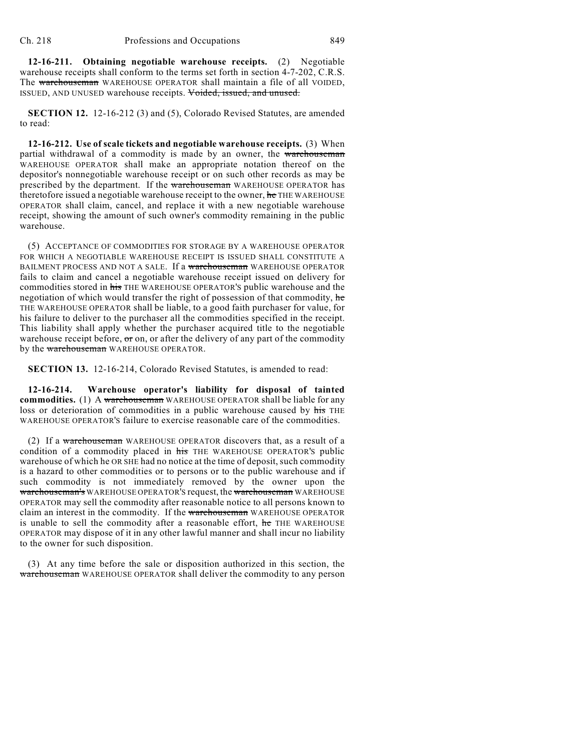**12-16-211. Obtaining negotiable warehouse receipts.** (2) Negotiable warehouse receipts shall conform to the terms set forth in section 4-7-202, C.R.S. The ~~warehouseman~~ WAREHOUSE OPERATOR shall maintain a file of all VOIDED, ISSUED, AND UNUSED warehouse receipts. ~~Voided, issued, and unused.~~

**SECTION 12.** 12-16-212 (3) and (5), Colorado Revised Statutes, are amended to read:

**12-16-212. Use of scale tickets and negotiable warehouse receipts.** (3) When partial withdrawal of a commodity is made by an owner, the ~~warehouseman~~ WAREHOUSE OPERATOR shall make an appropriate notation thereof on the depositor's nonnegotiable warehouse receipt or on such other records as may be prescribed by the department. If the ~~warehouseman~~ WAREHOUSE OPERATOR has theretofore issued a negotiable warehouse receipt to the owner, ~~he~~ THE WAREHOUSE OPERATOR shall claim, cancel, and replace it with a new negotiable warehouse receipt, showing the amount of such owner's commodity remaining in the public warehouse.

(5) ACCEPTANCE OF COMMODITIES FOR STORAGE BY A WAREHOUSE OPERATOR FOR WHICH A NEGOTIABLE WAREHOUSE RECEIPT IS ISSUED SHALL CONSTITUTE A BAILMENT PROCESS AND NOT A SALE. If a ~~warehouseman~~ WAREHOUSE OPERATOR fails to claim and cancel a negotiable warehouse receipt issued on delivery for commodities stored in ~~his~~ THE WAREHOUSE OPERATOR'S public warehouse and the negotiation of which would transfer the right of possession of that commodity, ~~he~~ THE WAREHOUSE OPERATOR shall be liable, to a good faith purchaser for value, for his failure to deliver to the purchaser all the commodities specified in the receipt. This liability shall apply whether the purchaser acquired title to the negotiable warehouse receipt before, ~~or~~ on, or after the delivery of any part of the commodity by the ~~warehouseman~~ WAREHOUSE OPERATOR.

**SECTION 13.** 12-16-214, Colorado Revised Statutes, is amended to read:

**12-16-214. Warehouse operator's liability for disposal of tainted commodities.** (1) A ~~warehouseman~~ WAREHOUSE OPERATOR shall be liable for any loss or deterioration of commodities in a public warehouse caused by ~~his~~ THE WAREHOUSE OPERATOR'S failure to exercise reasonable care of the commodities.

(2) If a ~~warehouseman~~ WAREHOUSE OPERATOR discovers that, as a result of a condition of a commodity placed in ~~his~~ THE WAREHOUSE OPERATOR'S public warehouse of which he OR SHE had no notice at the time of deposit, such commodity is a hazard to other commodities or to persons or to the public warehouse and if such commodity is not immediately removed by the owner upon the ~~warehouseman's~~ WAREHOUSE OPERATOR'S request, the ~~warehouseman~~ WAREHOUSE OPERATOR may sell the commodity after reasonable notice to all persons known to claim an interest in the commodity. If the ~~warehouseman~~ WAREHOUSE OPERATOR is unable to sell the commodity after a reasonable effort, ~~he~~ THE WAREHOUSE OPERATOR may dispose of it in any other lawful manner and shall incur no liability to the owner for such disposition.

(3) At any time before the sale or disposition authorized in this section, the ~~warehouseman~~ WAREHOUSE OPERATOR shall deliver the commodity to any person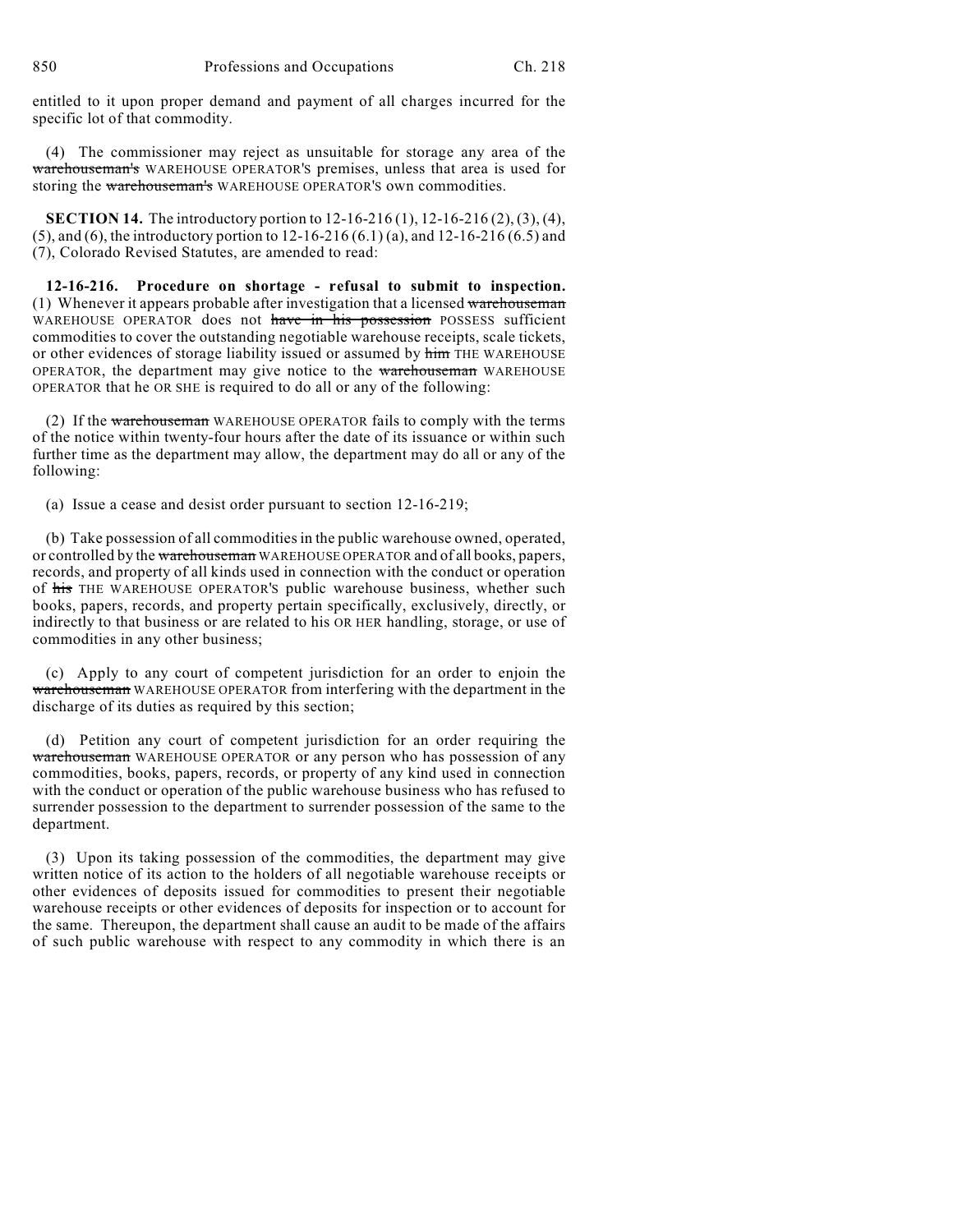entitled to it upon proper demand and payment of all charges incurred for the specific lot of that commodity.

(4) The commissioner may reject as unsuitable for storage any area of the ~~warehouseman's~~ WAREHOUSE OPERATOR'S premises, unless that area is used for storing the ~~warehouseman's~~ WAREHOUSE OPERATOR'S own commodities.

**SECTION 14.** The introductory portion to 12-16-216 (1), 12-16-216 (2), (3), (4), (5), and (6), the introductory portion to 12-16-216 (6.1) (a), and 12-16-216 (6.5) and (7), Colorado Revised Statutes, are amended to read:

**12-16-216. Procedure on shortage - refusal to submit to inspection.** (1) Whenever it appears probable after investigation that a licensed ~~warehouseman~~ WAREHOUSE OPERATOR does not ~~have in his possession~~ POSSESS sufficient commodities to cover the outstanding negotiable warehouse receipts, scale tickets, or other evidences of storage liability issued or assumed by ~~him~~ THE WAREHOUSE OPERATOR, the department may give notice to the ~~warehouseman~~ WAREHOUSE OPERATOR that he OR SHE is required to do all or any of the following:

(2) If the ~~warehouseman~~ WAREHOUSE OPERATOR fails to comply with the terms of the notice within twenty-four hours after the date of its issuance or within such further time as the department may allow, the department may do all or any of the following:

(a) Issue a cease and desist order pursuant to section 12-16-219;

(b) Take possession of all commodities in the public warehouse owned, operated, or controlled by the ~~warehouseman~~ WAREHOUSE OPERATOR and of all books, papers, records, and property of all kinds used in connection with the conduct or operation of ~~his~~ THE WAREHOUSE OPERATOR'S public warehouse business, whether such books, papers, records, and property pertain specifically, exclusively, directly, or indirectly to that business or are related to his OR HER handling, storage, or use of commodities in any other business;

(c) Apply to any court of competent jurisdiction for an order to enjoin the ~~warehouseman~~ WAREHOUSE OPERATOR from interfering with the department in the discharge of its duties as required by this section;

(d) Petition any court of competent jurisdiction for an order requiring the ~~warehouseman~~ WAREHOUSE OPERATOR or any person who has possession of any commodities, books, papers, records, or property of any kind used in connection with the conduct or operation of the public warehouse business who has refused to surrender possession to the department to surrender possession of the same to the department.

(3) Upon its taking possession of the commodities, the department may give written notice of its action to the holders of all negotiable warehouse receipts or other evidences of deposits issued for commodities to present their negotiable warehouse receipts or other evidences of deposits for inspection or to account for the same. Thereupon, the department shall cause an audit to be made of the affairs of such public warehouse with respect to any commodity in which there is an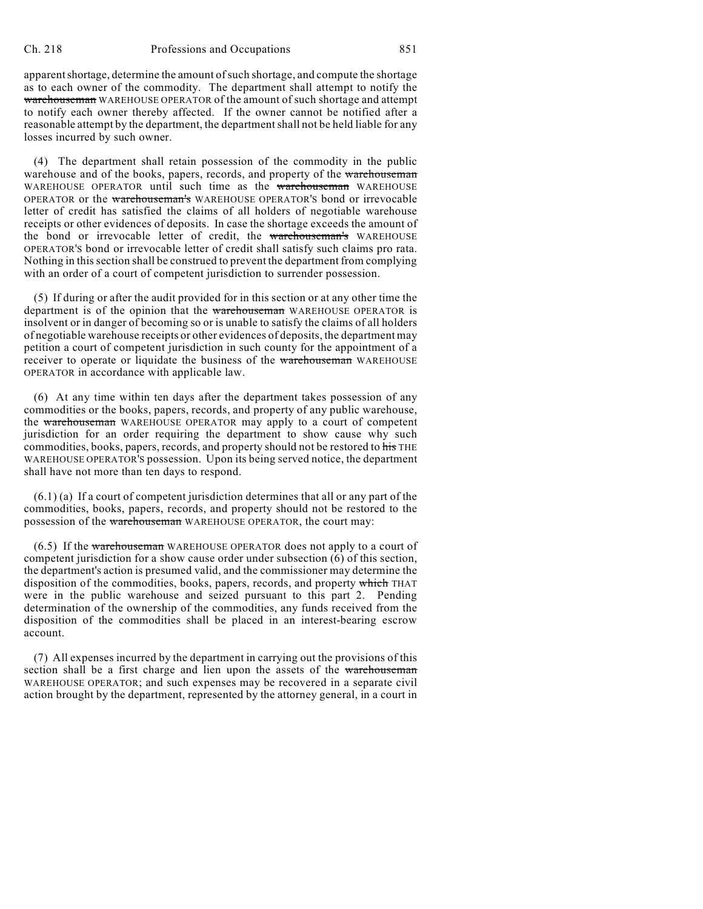apparent shortage, determine the amount of such shortage, and compute the shortage as to each owner of the commodity. The department shall attempt to notify the ~~warehouseman~~ WAREHOUSE OPERATOR of the amount of such shortage and attempt to notify each owner thereby affected. If the owner cannot be notified after a reasonable attempt by the department, the department shall not be held liable for any losses incurred by such owner.

(4) The department shall retain possession of the commodity in the public warehouse and of the books, papers, records, and property of the ~~warehouseman~~ WAREHOUSE OPERATOR until such time as the ~~warehouseman~~ WAREHOUSE OPERATOR or the ~~warehouseman's~~ WAREHOUSE OPERATOR'S bond or irrevocable letter of credit has satisfied the claims of all holders of negotiable warehouse receipts or other evidences of deposits. In case the shortage exceeds the amount of the bond or irrevocable letter of credit, the ~~warehouseman's~~ WAREHOUSE OPERATOR'S bond or irrevocable letter of credit shall satisfy such claims pro rata. Nothing in this section shall be construed to prevent the department from complying with an order of a court of competent jurisdiction to surrender possession.

(5) If during or after the audit provided for in this section or at any other time the department is of the opinion that the ~~warehouseman~~ WAREHOUSE OPERATOR is insolvent or in danger of becoming so or is unable to satisfy the claims of all holders of negotiable warehouse receipts or other evidences of deposits, the department may petition a court of competent jurisdiction in such county for the appointment of a receiver to operate or liquidate the business of the ~~warehouseman~~ WAREHOUSE OPERATOR in accordance with applicable law.

(6) At any time within ten days after the department takes possession of any commodities or the books, papers, records, and property of any public warehouse, the ~~warehouseman~~ WAREHOUSE OPERATOR may apply to a court of competent jurisdiction for an order requiring the department to show cause why such commodities, books, papers, records, and property should not be restored to ~~his~~ THE WAREHOUSE OPERATOR'S possession. Upon its being served notice, the department shall have not more than ten days to respond.

(6.1) (a) If a court of competent jurisdiction determines that all or any part of the commodities, books, papers, records, and property should not be restored to the possession of the ~~warehouseman~~ WAREHOUSE OPERATOR, the court may:

(6.5) If the ~~warehouseman~~ WAREHOUSE OPERATOR does not apply to a court of competent jurisdiction for a show cause order under subsection (6) of this section, the department's action is presumed valid, and the commissioner may determine the disposition of the commodities, books, papers, records, and property ~~which~~ THAT were in the public warehouse and seized pursuant to this part 2. Pending determination of the ownership of the commodities, any funds received from the disposition of the commodities shall be placed in an interest-bearing escrow account.

(7) All expenses incurred by the department in carrying out the provisions of this section shall be a first charge and lien upon the assets of the ~~warehouseman~~ WAREHOUSE OPERATOR; and such expenses may be recovered in a separate civil action brought by the department, represented by the attorney general, in a court in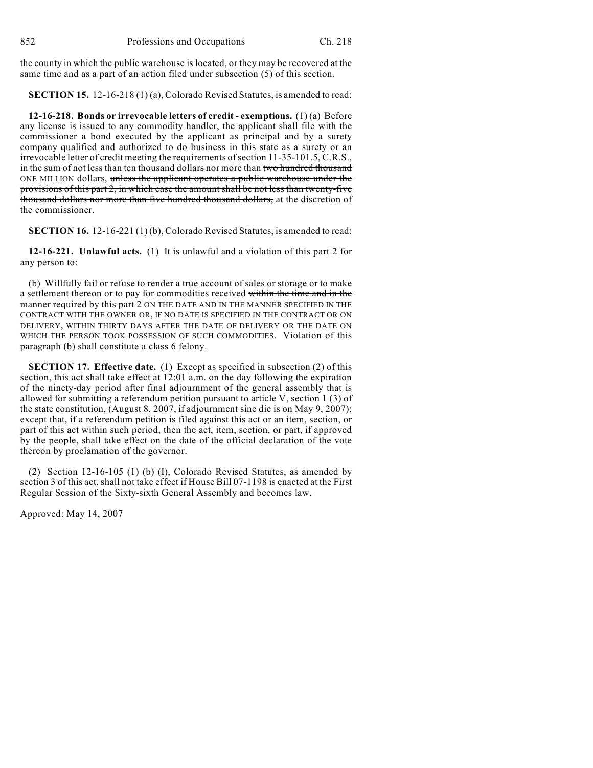the county in which the public warehouse is located, or they may be recovered at the same time and as a part of an action filed under subsection (5) of this section.

**SECTION 15.** 12-16-218 (1) (a), Colorado Revised Statutes, is amended to read:

**12-16-218. Bonds or irrevocable letters of credit - exemptions.** (1) (a) Before any license is issued to any commodity handler, the applicant shall file with the commissioner a bond executed by the applicant as principal and by a surety company qualified and authorized to do business in this state as a surety or an irrevocable letter of credit meeting the requirements of section 11-35-101.5, C.R.S., in the sum of not less than ten thousand dollars nor more than ~~two hundred thousand~~ ONE MILLION dollars, ~~unless the applicant operates a public warehouse under the provisions of this part 2, in which case the amount shall be not less than twenty-five thousand dollars nor more than five hundred thousand dollars,~~ at the discretion of the commissioner.

**SECTION 16.** 12-16-221 (1) (b), Colorado Revised Statutes, is amended to read:

**12-16-221. Unlawful acts.** (1) It is unlawful and a violation of this part 2 for any person to:

(b) Willfully fail or refuse to render a true account of sales or storage or to make a settlement thereon or to pay for commodities received ~~within the time and in the manner required by this part 2~~ ON THE DATE AND IN THE MANNER SPECIFIED IN THE CONTRACT WITH THE OWNER OR, IF NO DATE IS SPECIFIED IN THE CONTRACT OR ON DELIVERY, WITHIN THIRTY DAYS AFTER THE DATE OF DELIVERY OR THE DATE ON WHICH THE PERSON TOOK POSSESSION OF SUCH COMMODITIES. Violation of this paragraph (b) shall constitute a class 6 felony.

**SECTION 17. Effective date.** (1) Except as specified in subsection (2) of this section, this act shall take effect at 12:01 a.m. on the day following the expiration of the ninety-day period after final adjournment of the general assembly that is allowed for submitting a referendum petition pursuant to article V, section 1 (3) of the state constitution, (August 8, 2007, if adjournment sine die is on May 9, 2007); except that, if a referendum petition is filed against this act or an item, section, or part of this act within such period, then the act, item, section, or part, if approved by the people, shall take effect on the date of the official declaration of the vote thereon by proclamation of the governor.

(2) Section 12-16-105 (1) (b) (I), Colorado Revised Statutes, as amended by section 3 of this act, shall not take effect if House Bill 07-1198 is enacted at the First Regular Session of the Sixty-sixth General Assembly and becomes law.

Approved: May 14, 2007